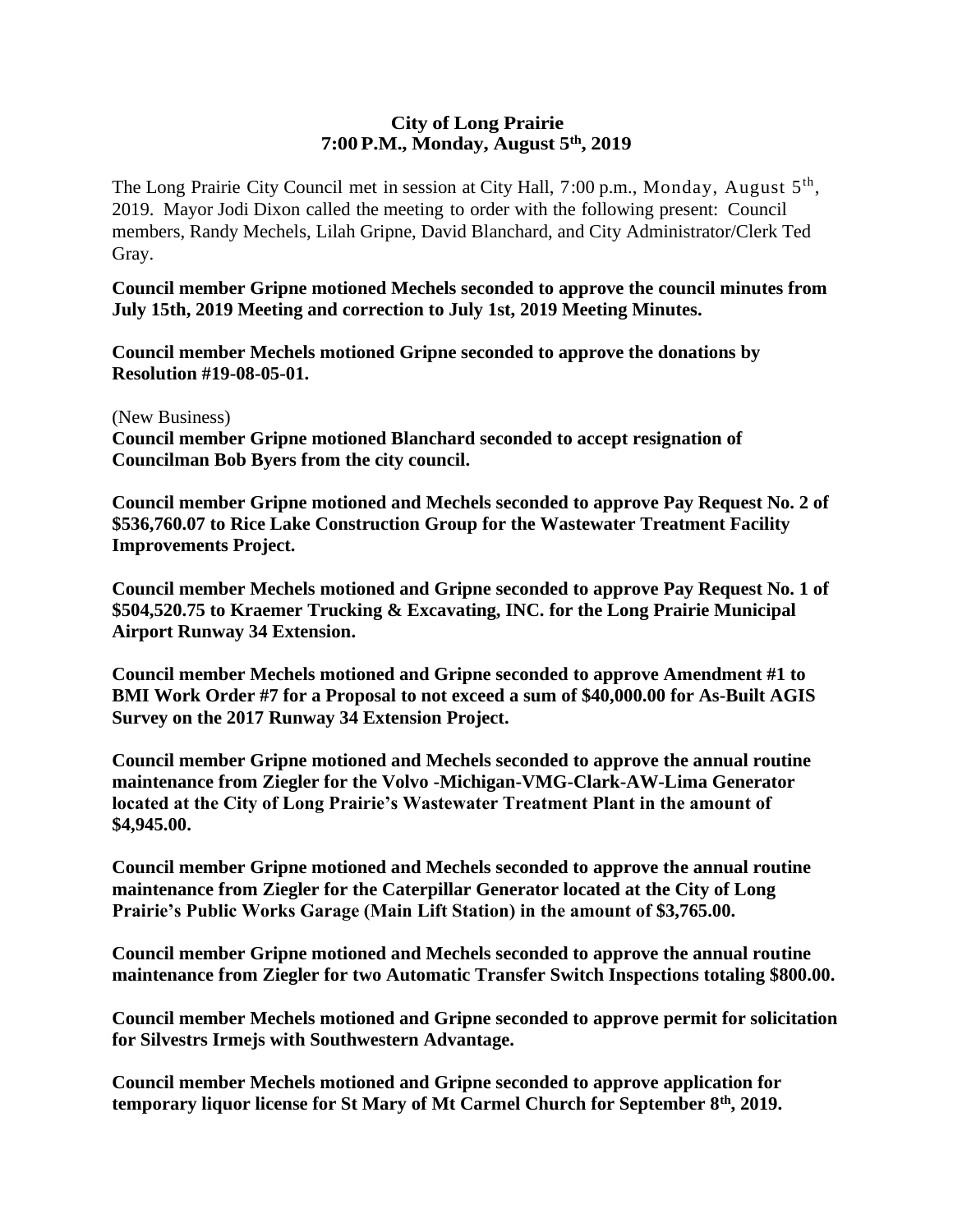**City of Long Prairie**
**7:00 P.M., Monday, August 5th, 2019**

The Long Prairie City Council met in session at City Hall, 7:00 p.m., Monday, August 5th, 2019. Mayor Jodi Dixon called the meeting to order with the following present: Council members, Randy Mechels, Lilah Gripne, David Blanchard, and City Administrator/Clerk Ted Gray.

**Council member Gripne motioned Mechels seconded to approve the council minutes from July 15th, 2019 Meeting and correction to July 1st, 2019 Meeting Minutes.**

**Council member Mechels motioned Gripne seconded to approve the donations by Resolution #19-08-05-01.**

(New Business)

**Council member Gripne motioned Blanchard seconded to accept resignation of Councilman Bob Byers from the city council.**

**Council member Gripne motioned and Mechels seconded to approve Pay Request No. 2 of $536,760.07 to Rice Lake Construction Group for the Wastewater Treatment Facility Improvements Project.**

**Council member Mechels motioned and Gripne seconded to approve Pay Request No. 1 of $504,520.75 to Kraemer Trucking & Excavating, INC. for the Long Prairie Municipal Airport Runway 34 Extension.**

**Council member Mechels motioned and Gripne seconded to approve Amendment #1 to BMI Work Order #7 for a Proposal to not exceed a sum of $40,000.00 for As-Built AGIS Survey on the 2017 Runway 34 Extension Project.**

**Council member Gripne motioned and Mechels seconded to approve the annual routine maintenance from Ziegler for the Volvo -Michigan-VMG-Clark-AW-Lima Generator located at the City of Long Prairie's Wastewater Treatment Plant in the amount of $4,945.00.**

**Council member Gripne motioned and Mechels seconded to approve the annual routine maintenance from Ziegler for the Caterpillar Generator located at the City of Long Prairie's Public Works Garage (Main Lift Station) in the amount of $3,765.00.**

**Council member Gripne motioned and Mechels seconded to approve the annual routine maintenance from Ziegler for two Automatic Transfer Switch Inspections totaling $800.00.**

**Council member Mechels motioned and Gripne seconded to approve permit for solicitation for Silvestrs Irmejs with Southwestern Advantage.**

**Council member Mechels motioned and Gripne seconded to approve application for temporary liquor license for St Mary of Mt Carmel Church for September 8th, 2019.**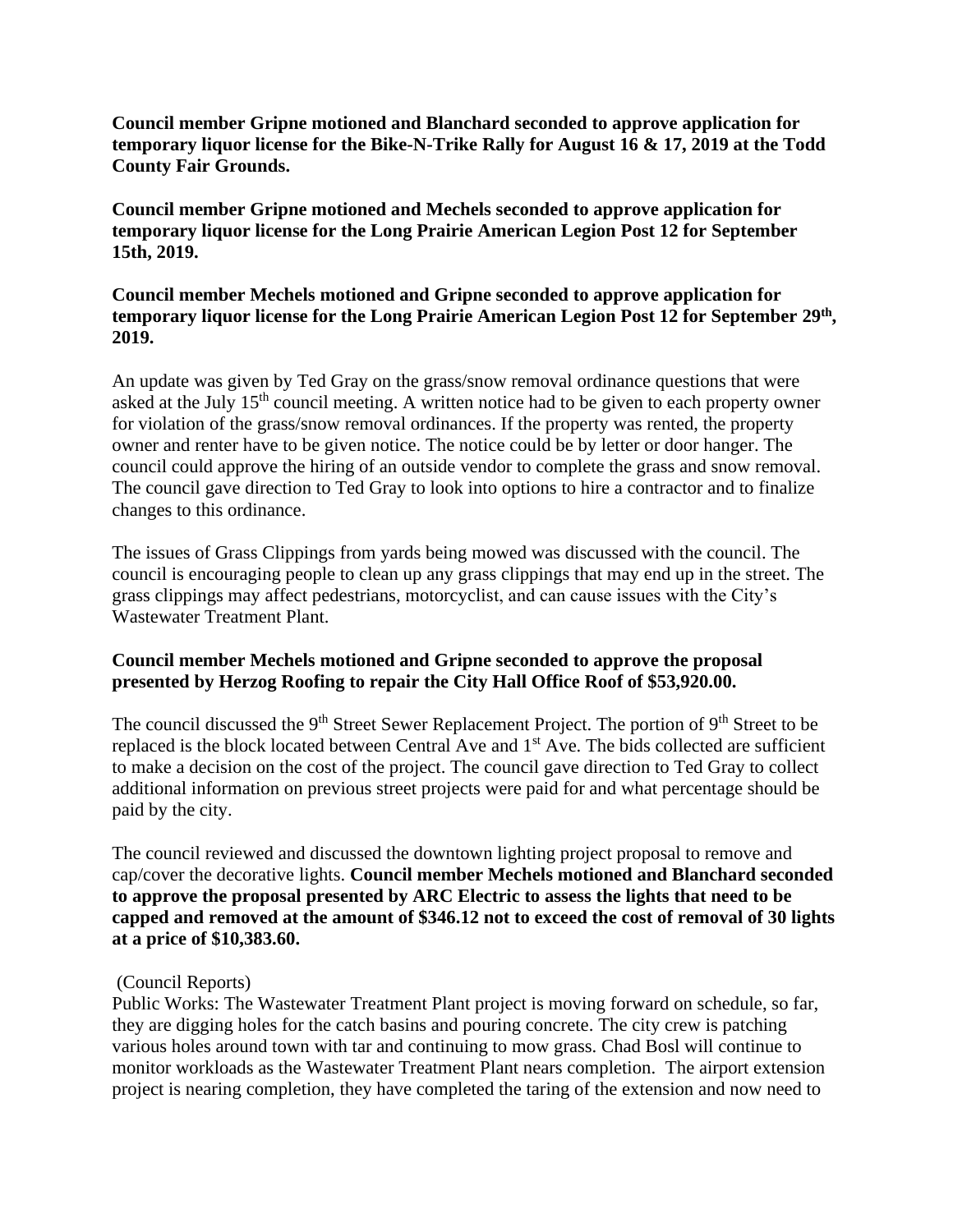**Council member Gripne motioned and Blanchard seconded to approve application for temporary liquor license for the Bike-N-Trike Rally for August 16 & 17, 2019 at the Todd County Fair Grounds.**

**Council member Gripne motioned and Mechels seconded to approve application for temporary liquor license for the Long Prairie American Legion Post 12 for September 15th, 2019.**

**Council member Mechels motioned and Gripne seconded to approve application for temporary liquor license for the Long Prairie American Legion Post 12 for September 29th, 2019.**

An update was given by Ted Gray on the grass/snow removal ordinance questions that were asked at the July 15th council meeting. A written notice had to be given to each property owner for violation of the grass/snow removal ordinances. If the property was rented, the property owner and renter have to be given notice. The notice could be by letter or door hanger. The council could approve the hiring of an outside vendor to complete the grass and snow removal. The council gave direction to Ted Gray to look into options to hire a contractor and to finalize changes to this ordinance.

The issues of Grass Clippings from yards being mowed was discussed with the council. The council is encouraging people to clean up any grass clippings that may end up in the street. The grass clippings may affect pedestrians, motorcyclist, and can cause issues with the City's Wastewater Treatment Plant.

**Council member Mechels motioned and Gripne seconded to approve the proposal presented by Herzog Roofing to repair the City Hall Office Roof of $53,920.00.**

The council discussed the 9th Street Sewer Replacement Project. The portion of 9th Street to be replaced is the block located between Central Ave and 1st Ave. The bids collected are sufficient to make a decision on the cost of the project. The council gave direction to Ted Gray to collect additional information on previous street projects were paid for and what percentage should be paid by the city.

The council reviewed and discussed the downtown lighting project proposal to remove and cap/cover the decorative lights. **Council member Mechels motioned and Blanchard seconded to approve the proposal presented by ARC Electric to assess the lights that need to be capped and removed at the amount of $346.12 not to exceed the cost of removal of 30 lights at a price of $10,383.60.**

(Council Reports)

Public Works: The Wastewater Treatment Plant project is moving forward on schedule, so far, they are digging holes for the catch basins and pouring concrete. The city crew is patching various holes around town with tar and continuing to mow grass. Chad Bosl will continue to monitor workloads as the Wastewater Treatment Plant nears completion. The airport extension project is nearing completion, they have completed the taring of the extension and now need to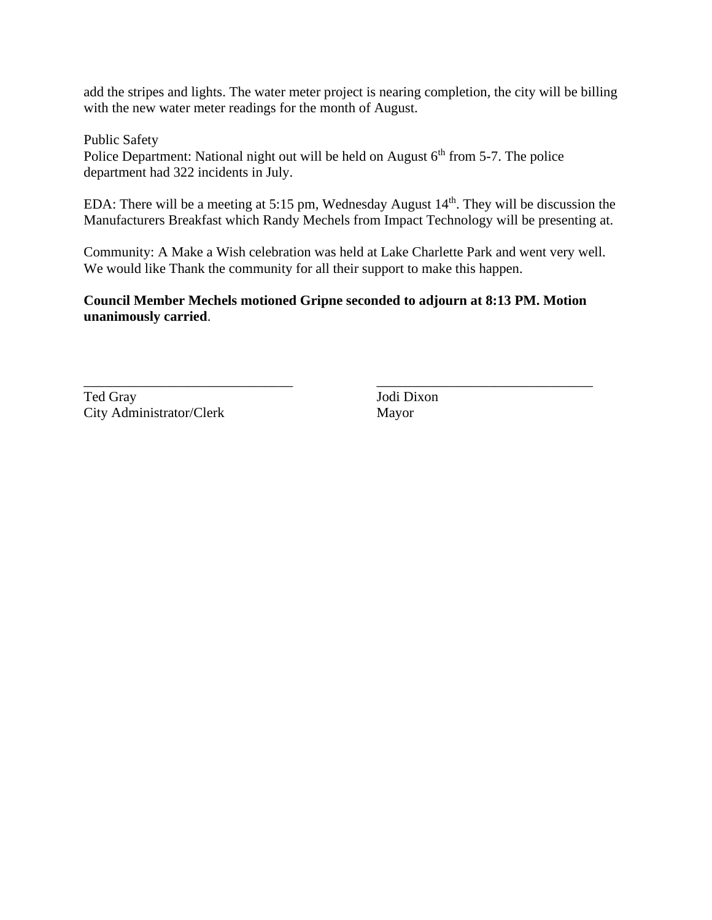add the stripes and lights. The water meter project is nearing completion, the city will be billing with the new water meter readings for the month of August.

Public Safety
Police Department: National night out will be held on August 6th from 5-7. The police department had 322 incidents in July.

EDA: There will be a meeting at 5:15 pm, Wednesday August 14th. They will be discussion the Manufacturers Breakfast which Randy Mechels from Impact Technology will be presenting at.

Community: A Make a Wish celebration was held at Lake Charlette Park and went very well. We would like Thank the community for all their support to make this happen.

**Council Member Mechels motioned Gripne seconded to adjourn at 8:13 PM. Motion unanimously carried**.

| | |
|---|---|
| ______________________________ | ______________________________ |
| Ted Gray | Jodi Dixon |
| City Administrator/Clerk | Mayor |